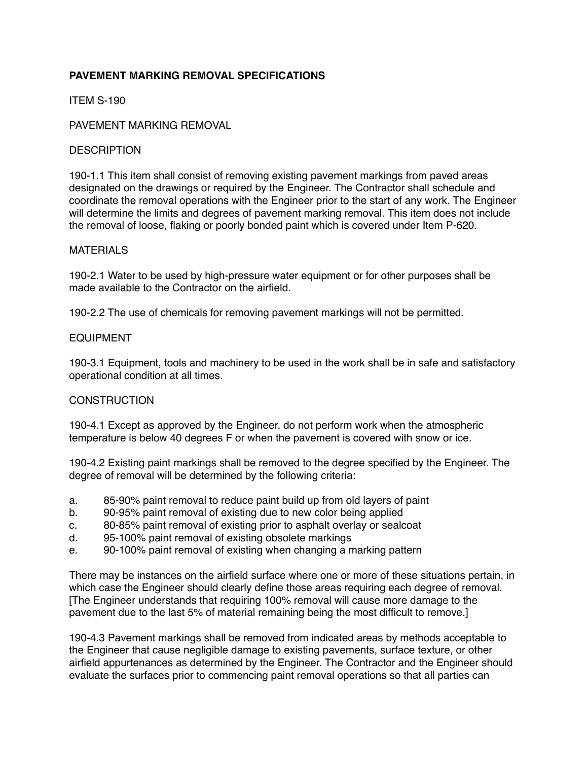**PAVEMENT MARKING REMOVAL SPECIFICATIONS**

ITEM S-190

PAVEMENT MARKING REMOVAL

DESCRIPTION

190-1.1 This item shall consist of removing existing pavement markings from paved areas designated on the drawings or required by the Engineer. The Contractor shall schedule and coordinate the removal operations with the Engineer prior to the start of any work. The Engineer will determine the limits and degrees of pavement marking removal. This item does not include the removal of loose, flaking or poorly bonded paint which is covered under Item P-620.

MATERIALS

190-2.1 Water to be used by high-pressure water equipment or for other purposes shall be made available to the Contractor on the airfield.

190-2.2 The use of chemicals for removing pavement markings will not be permitted.

EQUIPMENT

190-3.1 Equipment, tools and machinery to be used in the work shall be in safe and satisfactory operational condition at all times.

CONSTRUCTION

190-4.1 Except as approved by the Engineer, do not perform work when the atmospheric temperature is below 40 degrees F or when the pavement is covered with snow or ice.

190-4.2 Existing paint markings shall be removed to the degree specified by the Engineer. The degree of removal will be determined by the following criteria:

a. 85-90% paint removal to reduce paint build up from old layers of paint
b. 90-95% paint removal of existing due to new color being applied
c. 80-85% paint removal of existing prior to asphalt overlay or sealcoat
d. 95-100% paint removal of existing obsolete markings
e. 90-100% paint removal of existing when changing a marking pattern

There may be instances on the airfield surface where one or more of these situations pertain, in which case the Engineer should clearly define those areas requiring each degree of removal. [The Engineer understands that requiring 100% removal will cause more damage to the pavement due to the last 5% of material remaining being the most difficult to remove.]

190-4.3 Pavement markings shall be removed from indicated areas by methods acceptable to the Engineer that cause negligible damage to existing pavements, surface texture, or other airfield appurtenances as determined by the Engineer. The Contractor and the Engineer should evaluate the surfaces prior to commencing paint removal operations so that all parties can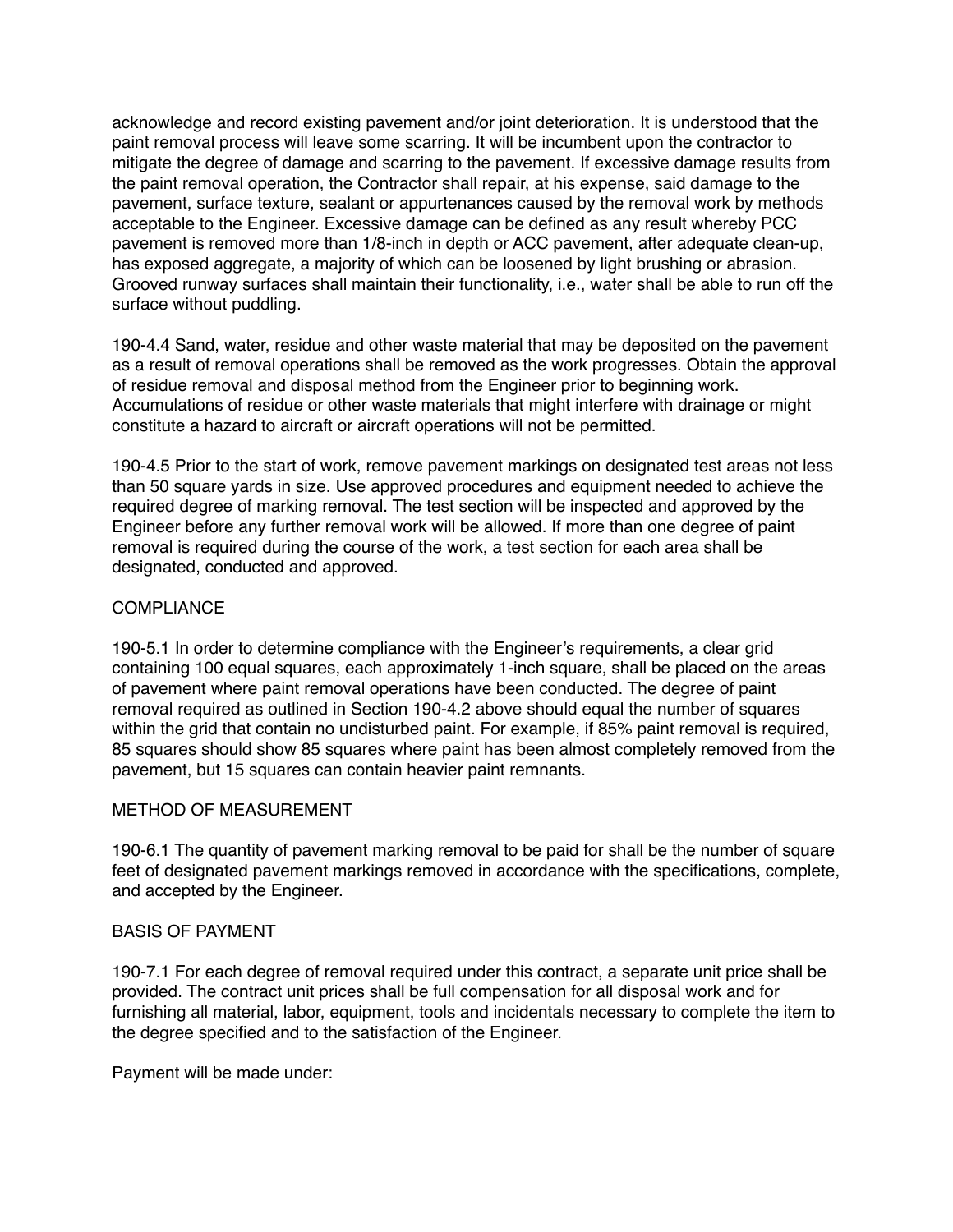acknowledge and record existing pavement and/or joint deterioration. It is understood that the paint removal process will leave some scarring. It will be incumbent upon the contractor to mitigate the degree of damage and scarring to the pavement. If excessive damage results from the paint removal operation, the Contractor shall repair, at his expense, said damage to the pavement, surface texture, sealant or appurtenances caused by the removal work by methods acceptable to the Engineer. Excessive damage can be defined as any result whereby PCC pavement is removed more than 1/8-inch in depth or ACC pavement, after adequate clean-up, has exposed aggregate, a majority of which can be loosened by light brushing or abrasion. Grooved runway surfaces shall maintain their functionality, i.e., water shall be able to run off the surface without puddling.

190-4.4 Sand, water, residue and other waste material that may be deposited on the pavement as a result of removal operations shall be removed as the work progresses. Obtain the approval of residue removal and disposal method from the Engineer prior to beginning work. Accumulations of residue or other waste materials that might interfere with drainage or might constitute a hazard to aircraft or aircraft operations will not be permitted.

190-4.5 Prior to the start of work, remove pavement markings on designated test areas not less than 50 square yards in size. Use approved procedures and equipment needed to achieve the required degree of marking removal. The test section will be inspected and approved by the Engineer before any further removal work will be allowed. If more than one degree of paint removal is required during the course of the work, a test section for each area shall be designated, conducted and approved.

## COMPLIANCE

190-5.1 In order to determine compliance with the Engineer's requirements, a clear grid containing 100 equal squares, each approximately 1-inch square, shall be placed on the areas of pavement where paint removal operations have been conducted. The degree of paint removal required as outlined in Section 190-4.2 above should equal the number of squares within the grid that contain no undisturbed paint. For example, if 85% paint removal is required, 85 squares should show 85 squares where paint has been almost completely removed from the pavement, but 15 squares can contain heavier paint remnants.

## METHOD OF MEASUREMENT

190-6.1 The quantity of pavement marking removal to be paid for shall be the number of square feet of designated pavement markings removed in accordance with the specifications, complete, and accepted by the Engineer.

## BASIS OF PAYMENT

190-7.1 For each degree of removal required under this contract, a separate unit price shall be provided. The contract unit prices shall be full compensation for all disposal work and for furnishing all material, labor, equipment, tools and incidentals necessary to complete the item to the degree specified and to the satisfaction of the Engineer.

Payment will be made under: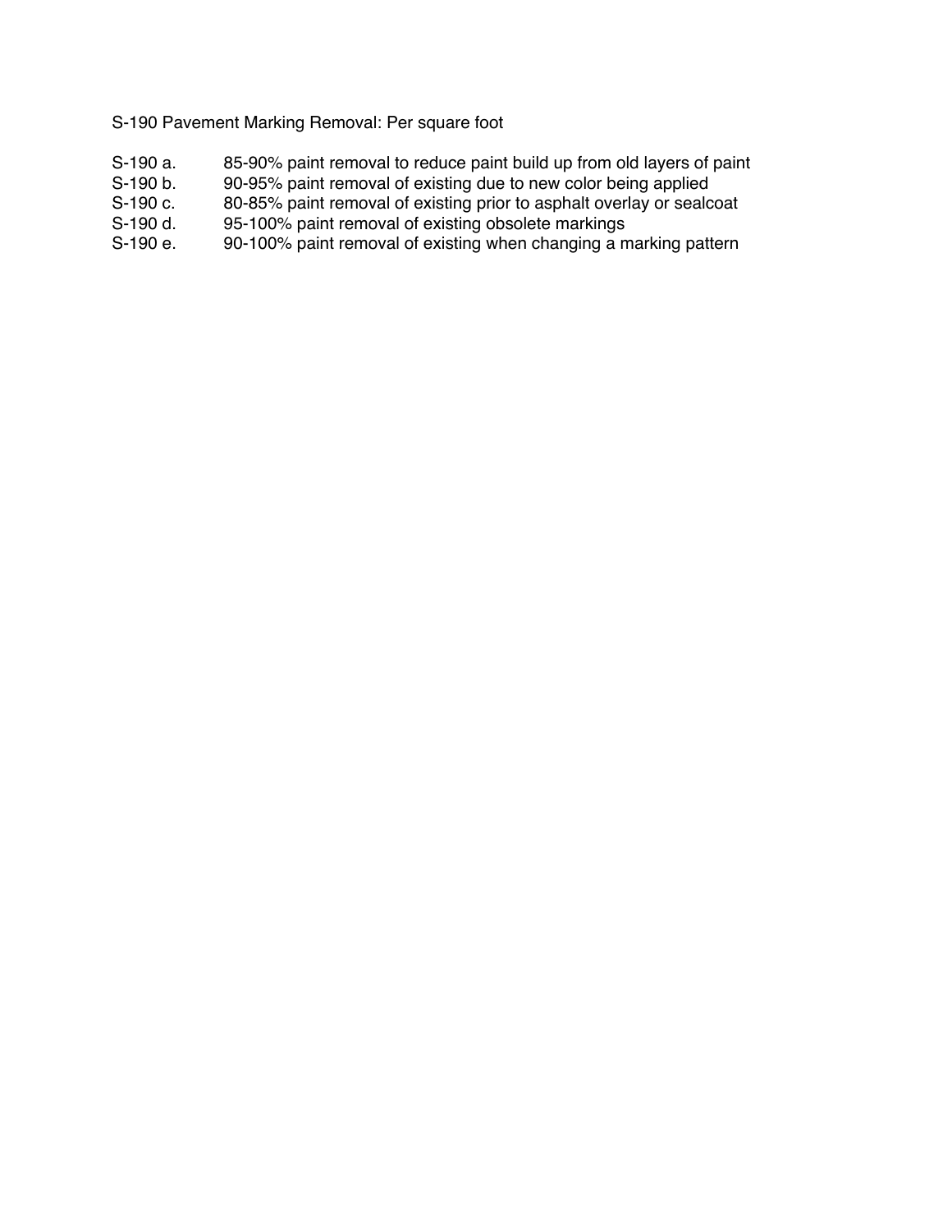S-190 Pavement Marking Removal: Per square foot

| | |
|---|---|
| S-190 a. | 85-90% paint removal to reduce paint build up from old layers of paint |
| S-190 b. | 90-95% paint removal of existing due to new color being applied |
| S-190 c. | 80-85% paint removal of existing prior to asphalt overlay or sealcoat |
| S-190 d. | 95-100% paint removal of existing obsolete markings |
| S-190 e. | 90-100% paint removal of existing when changing a marking pattern |